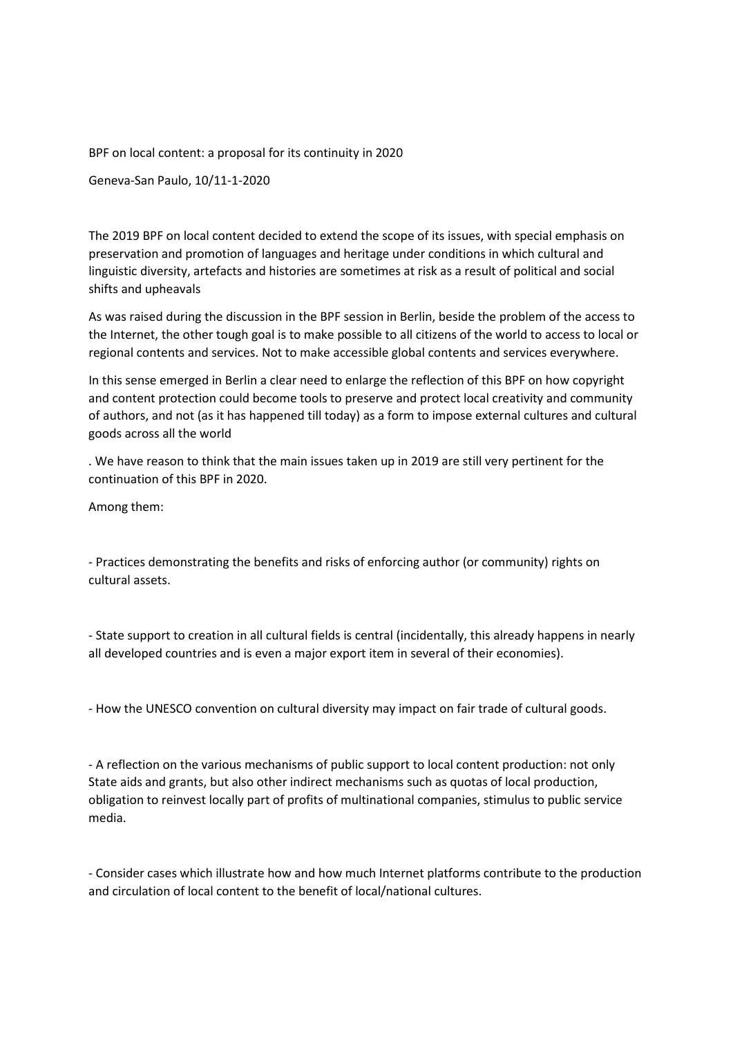BPF on local content: a proposal for its continuity in 2020

Geneva-San Paulo, 10/11-1-2020

The 2019 BPF on local content decided to extend the scope of its issues, with special emphasis on preservation and promotion of languages and heritage under conditions in which cultural and linguistic diversity, artefacts and histories are sometimes at risk as a result of political and social shifts and upheavals

As was raised during the discussion in the BPF session in Berlin, beside the problem of the access to the Internet, the other tough goal is to make possible to all citizens of the world to access to local or regional contents and services. Not to make accessible global contents and services everywhere.

In this sense emerged in Berlin a clear need to enlarge the reflection of this BPF on how copyright and content protection could become tools to preserve and protect local creativity and community of authors, and not (as it has happened till today) as a form to impose external cultures and cultural goods across all the world

. We have reason to think that the main issues taken up in 2019 are still very pertinent for the continuation of this BPF in 2020.

Among them:

- Practices demonstrating the benefits and risks of enforcing author (or community) rights on cultural assets.

- State support to creation in all cultural fields is central (incidentally, this already happens in nearly all developed countries and is even a major export item in several of their economies).

- How the UNESCO convention on cultural diversity may impact on fair trade of cultural goods.

- A reflection on the various mechanisms of public support to local content production: not only State aids and grants, but also other indirect mechanisms such as quotas of local production, obligation to reinvest locally part of profits of multinational companies, stimulus to public service media.

- Consider cases which illustrate how and how much Internet platforms contribute to the production and circulation of local content to the benefit of local/national cultures.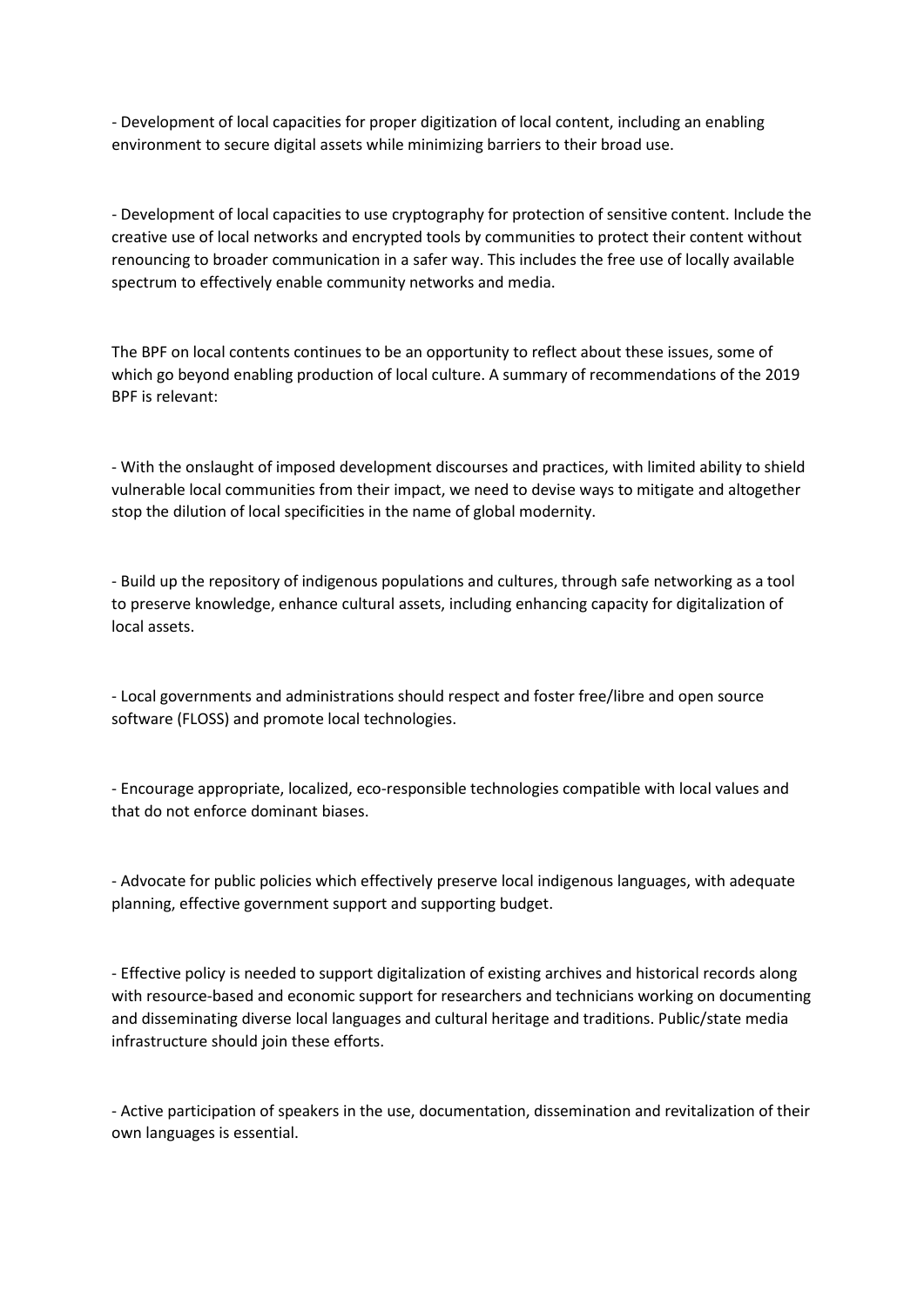- Development of local capacities for proper digitization of local content, including an enabling environment to secure digital assets while minimizing barriers to their broad use.

- Development of local capacities to use cryptography for protection of sensitive content. Include the creative use of local networks and encrypted tools by communities to protect their content without renouncing to broader communication in a safer way. This includes the free use of locally available spectrum to effectively enable community networks and media.

The BPF on local contents continues to be an opportunity to reflect about these issues, some of which go beyond enabling production of local culture. A summary of recommendations of the 2019 BPF is relevant:

- With the onslaught of imposed development discourses and practices, with limited ability to shield vulnerable local communities from their impact, we need to devise ways to mitigate and altogether stop the dilution of local specificities in the name of global modernity.

- Build up the repository of indigenous populations and cultures, through safe networking as a tool to preserve knowledge, enhance cultural assets, including enhancing capacity for digitalization of local assets.

- Local governments and administrations should respect and foster free/libre and open source software (FLOSS) and promote local technologies.

- Encourage appropriate, localized, eco-responsible technologies compatible with local values and that do not enforce dominant biases.

- Advocate for public policies which effectively preserve local indigenous languages, with adequate planning, effective government support and supporting budget.

- Effective policy is needed to support digitalization of existing archives and historical records along with resource-based and economic support for researchers and technicians working on documenting and disseminating diverse local languages and cultural heritage and traditions. Public/state media infrastructure should join these efforts.

- Active participation of speakers in the use, documentation, dissemination and revitalization of their own languages is essential.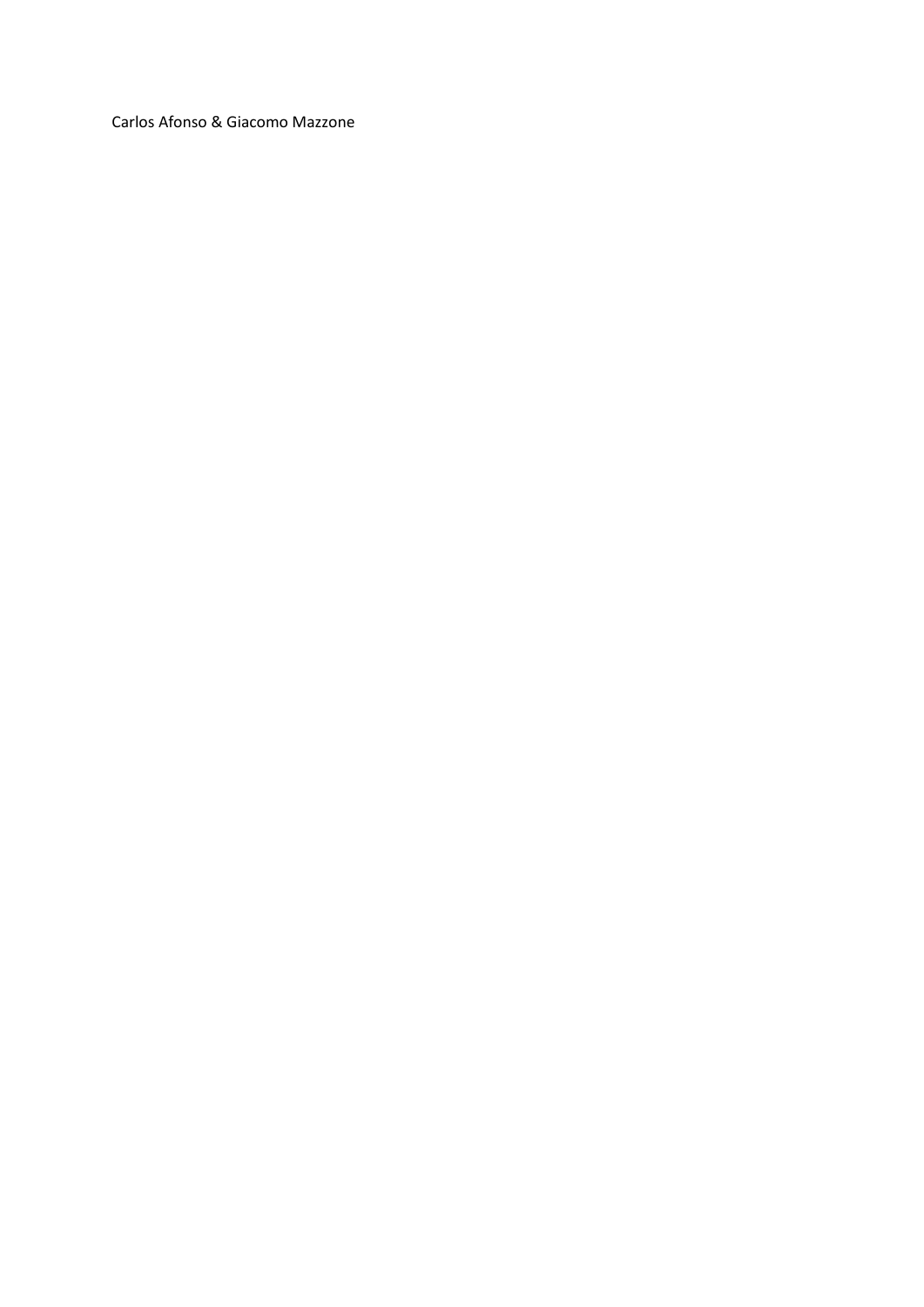Carlos Afonso & Giacomo Mazzone